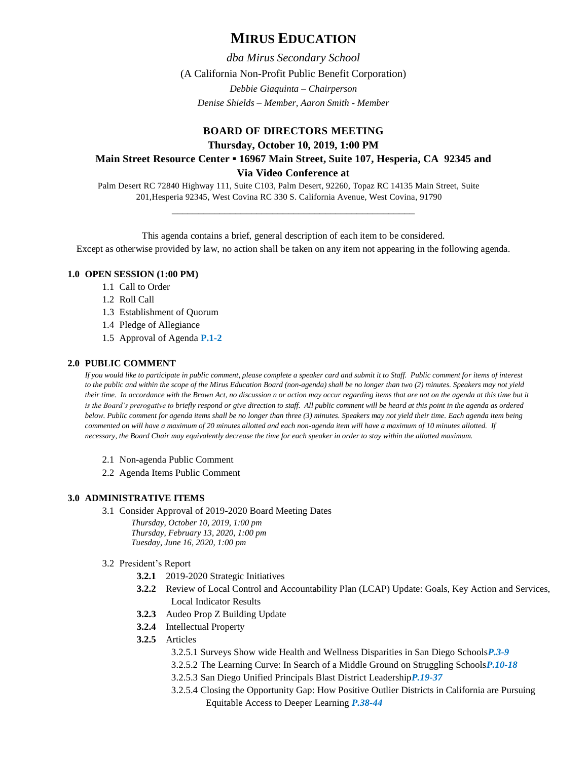# MIRUS EDUCATION

*dba Mirus Secondary School*

(A California Non-Profit Public Benefit Corporation)

*Debbie Giaquinta – Chairperson*

*Denise Shields – Member, Aaron Smith - Member*

**BOARD OF DIRECTORS MEETING**

**Thursday, October 10, 2019, 1:00 PM**

**Main Street Resource Center ▪ 16967 Main Street, Suite 107, Hesperia, CA 92345 and**

**Via Video Conference at**

Palm Desert RC 72840 Highway 111, Suite C103, Palm Desert, 92260, Topaz RC 14135 Main Street, Suite 201,Hesperia 92345, West Covina RC 330 S. California Avenue, West Covina, 91790

---

This agenda contains a brief, general description of each item to be considered.

Except as otherwise provided by law, no action shall be taken on any item not appearing in the following agenda.

**1.0 OPEN SESSION (1:00 PM)**

- 1.1 Call to Order
- 1.2 Roll Call
- 1.3 Establishment of Quorum
- 1.4 Pledge of Allegiance
- 1.5 Approval of Agenda **P.1-2**

**2.0 PUBLIC COMMENT**

*If you would like to participate in public comment, please complete a speaker card and submit it to Staff. Public comment for items of interest to the public and within the scope of the Mirus Education Board (non-agenda) shall be no longer than two (2) minutes. Speakers may not yield their time. In accordance with the Brown Act, no discussion n or action may occur regarding items that are not on the agenda at this time but it is the Board's prerogative to briefly respond or give direction to staff. All public comment will be heard at this point in the agenda as ordered below. Public comment for agenda items shall be no longer than three (3) minutes. Speakers may not yield their time. Each agenda item being commented on will have a maximum of 20 minutes allotted and each non-agenda item will have a maximum of 10 minutes allotted. If necessary, the Board Chair may equivalently decrease the time for each speaker in order to stay within the allotted maximum.*

- 2.1 Non-agenda Public Comment
- 2.2 Agenda Items Public Comment

**3.0 ADMINISTRATIVE ITEMS**

- 3.1 Consider Approval of 2019-2020 Board Meeting Dates
  - *Thursday, October 10, 2019, 1:00 pm*
  - *Thursday, February 13, 2020, 1:00 pm*
  - *Tuesday, June 16, 2020, 1:00 pm*
- 3.2 President's Report
  - **3.2.1** 2019-2020 Strategic Initiatives
  - **3.2.2** Review of Local Control and Accountability Plan (LCAP) Update: Goals, Key Action and Services, Local Indicator Results
  - **3.2.3** Audeo Prop Z Building Update
  - **3.2.4** Intellectual Property
  - **3.2.5** Articles
    - 3.2.5.1 Surveys Show wide Health and Wellness Disparities in San Diego Schools ***P.3-9***
    - 3.2.5.2 The Learning Curve: In Search of a Middle Ground on Struggling Schools ***P.10-18***
    - 3.2.5.3 San Diego Unified Principals Blast District Leadership ***P.19-37***
    - 3.2.5.4 Closing the Opportunity Gap: How Positive Outlier Districts in California are Pursuing Equitable Access to Deeper Learning ***P.38-44***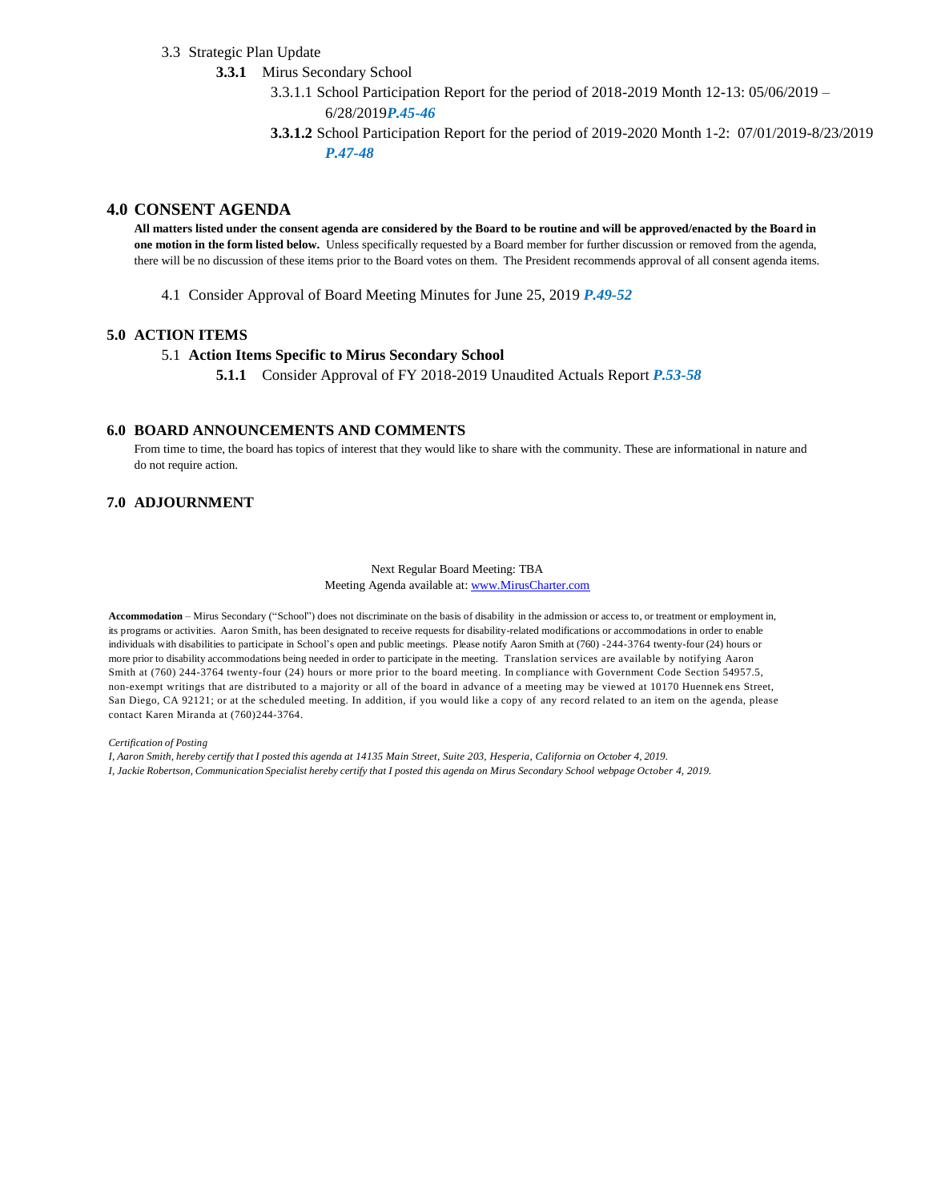3.3 Strategic Plan Update

**3.3.1** Mirus Secondary School

3.3.1.1 School Participation Report for the period of 2018-2019 Month 12-13: 05/06/2019 – 6/28/2019 ***P.45-46***

**3.3.1.2** School Participation Report for the period of 2019-2020 Month 1-2: 07/01/2019-8/23/2019 ***P.47-48***

## 4.0 CONSENT AGENDA

**All matters listed under the consent agenda are considered by the Board to be routine and will be approved/enacted by the Board in one motion in the form listed below.** Unless specifically requested by a Board member for further discussion or removed from the agenda, there will be no discussion of these items prior to the Board votes on them. The President recommends approval of all consent agenda items.

4.1 Consider Approval of Board Meeting Minutes for June 25, 2019 ***P.49-52***

## 5.0 ACTION ITEMS

5.1 **Action Items Specific to Mirus Secondary School**

**5.1.1** Consider Approval of FY 2018-2019 Unaudited Actuals Report ***P.53-58***

## 6.0 BOARD ANNOUNCEMENTS AND COMMENTS

From time to time, the board has topics of interest that they would like to share with the community. These are informational in nature and do not require action.

## 7.0 ADJOURNMENT

Next Regular Board Meeting: TBA
Meeting Agenda available at: www.MirusCharter.com

**Accommodation** – Mirus Secondary ("School") does not discriminate on the basis of disability in the admission or access to, or treatment or employment in, its programs or activities. Aaron Smith, has been designated to receive requests for disability-related modifications or accommodations in order to enable individuals with disabilities to participate in School's open and public meetings. Please notify Aaron Smith at (760) -244-3764 twenty-four (24) hours or more prior to disability accommodations being needed in order to participate in the meeting. Translation services are available by notifying Aaron Smith at (760) 244-3764 twenty-four (24) hours or more prior to the board meeting. In compliance with Government Code Section 54957.5, non-exempt writings that are distributed to a majority or all of the board in advance of a meeting may be viewed at 10170 Huennek ens Street, San Diego, CA 92121; or at the scheduled meeting. In addition, if you would like a copy of any record related to an item on the agenda, please contact Karen Miranda at (760)244-3764.

*Certification of Posting*

*I, Aaron Smith, hereby certify that I posted this agenda at 14135 Main Street, Suite 203, Hesperia, California on October 4, 2019.*

*I, Jackie Robertson, Communication Specialist hereby certify that I posted this agenda on Mirus Secondary School webpage October 4, 2019.*